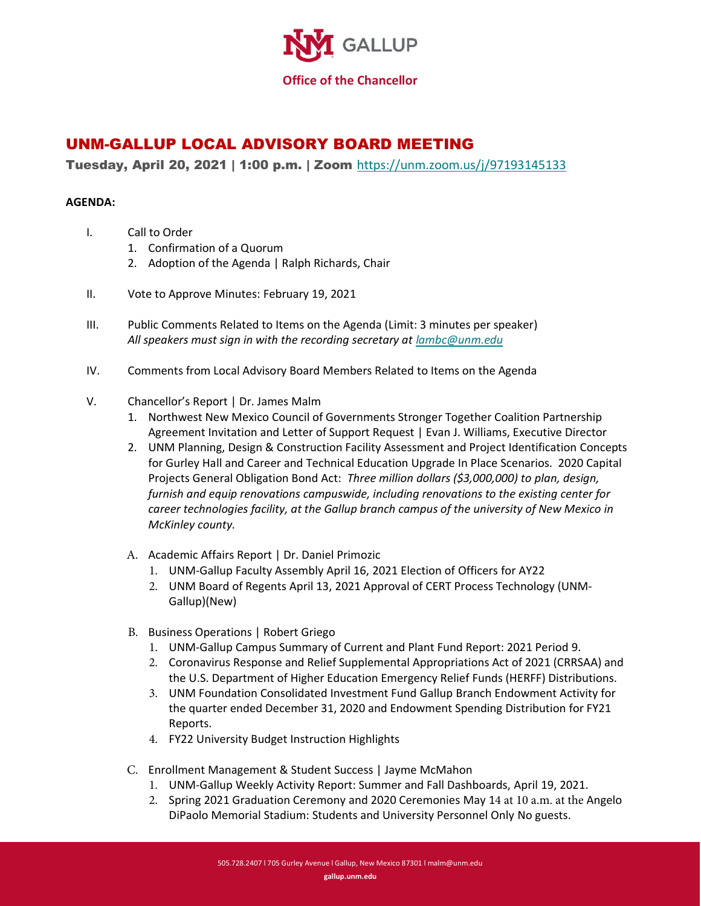UNM GALLUP

**Office of the Chancellor**

# UNM-GALLUP LOCAL ADVISORY BOARD MEETING

**Tuesday, April 20, 2021 | 1:00 p.m. | Zoom** https://unm.zoom.us/j/97193145133

**AGENDA:**

I. Call to Order
   1. Confirmation of a Quorum
   2. Adoption of the Agenda | Ralph Richards, Chair

II. Vote to Approve Minutes: February 19, 2021

III. Public Comments Related to Items on the Agenda (Limit: 3 minutes per speaker)
   *All speakers must sign in with the recording secretary at lambc@unm.edu*

IV. Comments from Local Advisory Board Members Related to Items on the Agenda

V. Chancellor's Report | Dr. James Malm
   1. Northwest New Mexico Council of Governments Stronger Together Coalition Partnership Agreement Invitation and Letter of Support Request | Evan J. Williams, Executive Director
   2. UNM Planning, Design & Construction Facility Assessment and Project Identification Concepts for Gurley Hall and Career and Technical Education Upgrade In Place Scenarios. 2020 Capital Projects General Obligation Bond Act: *Three million dollars ($3,000,000) to plan, design, furnish and equip renovations campuswide, including renovations to the existing center for career technologies facility, at the Gallup branch campus of the university of New Mexico in McKinley county.*

   A. Academic Affairs Report | Dr. Daniel Primozic
      1. UNM-Gallup Faculty Assembly April 16, 2021 Election of Officers for AY22
      2. UNM Board of Regents April 13, 2021 Approval of CERT Process Technology (UNM-Gallup)(New)

   B. Business Operations | Robert Griego
      1. UNM-Gallup Campus Summary of Current and Plant Fund Report: 2021 Period 9.
      2. Coronavirus Response and Relief Supplemental Appropriations Act of 2021 (CRRSAA) and the U.S. Department of Higher Education Emergency Relief Funds (HERFF) Distributions.
      3. UNM Foundation Consolidated Investment Fund Gallup Branch Endowment Activity for the quarter ended December 31, 2020 and Endowment Spending Distribution for FY21 Reports.
      4. FY22 University Budget Instruction Highlights

   C. Enrollment Management & Student Success | Jayme McMahon
      1. UNM-Gallup Weekly Activity Report: Summer and Fall Dashboards, April 19, 2021.
      2. Spring 2021 Graduation Ceremony and 2020 Ceremonies May 14 at 10 a.m. at the Angelo DiPaolo Memorial Stadium: Students and University Personnel Only No guests.

505.728.2407 l 705 Gurley Avenue l Gallup, New Mexico 87301 l malm@unm.edu

**gallup.unm.edu**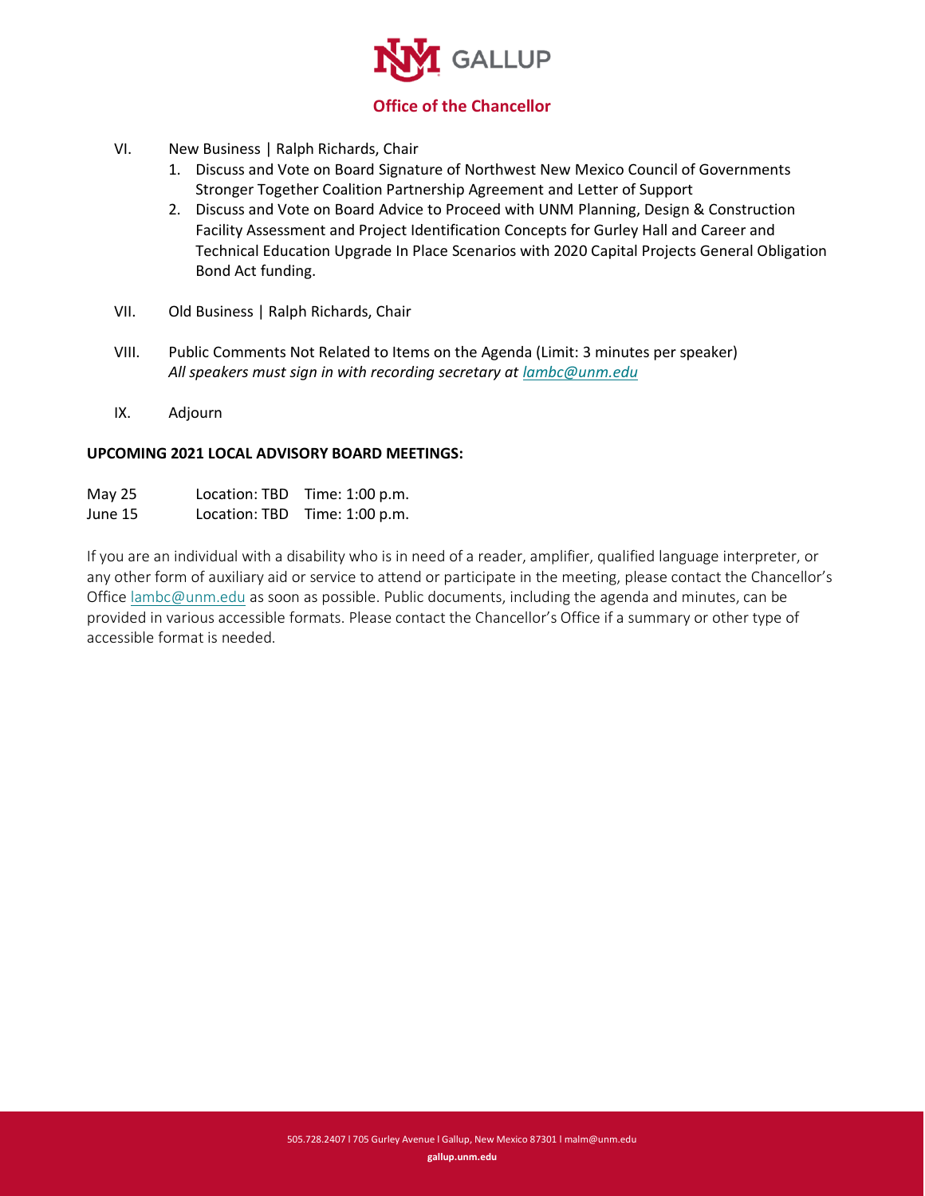VI. New Business | Ralph Richards, Chair
   1. Discuss and Vote on Board Signature of Northwest New Mexico Council of Governments Stronger Together Coalition Partnership Agreement and Letter of Support
   2. Discuss and Vote on Board Advice to Proceed with UNM Planning, Design & Construction Facility Assessment and Project Identification Concepts for Gurley Hall and Career and Technical Education Upgrade In Place Scenarios with 2020 Capital Projects General Obligation Bond Act funding.

VII. Old Business | Ralph Richards, Chair

VIII. Public Comments Not Related to Items on the Agenda (Limit: 3 minutes per speaker)
*All speakers must sign in with recording secretary at lambc@unm.edu*

IX. Adjourn

**UPCOMING 2021 LOCAL ADVISORY BOARD MEETINGS:**

| | | |
|---|---|---|
| May 25 | Location: TBD | Time: 1:00 p.m. |
| June 15 | Location: TBD | Time: 1:00 p.m. |

If you are an individual with a disability who is in need of a reader, amplifier, qualified language interpreter, or any other form of auxiliary aid or service to attend or participate in the meeting, please contact the Chancellor's Office lambc@unm.edu as soon as possible. Public documents, including the agenda and minutes, can be provided in various accessible formats. Please contact the Chancellor's Office if a summary or other type of accessible format is needed.